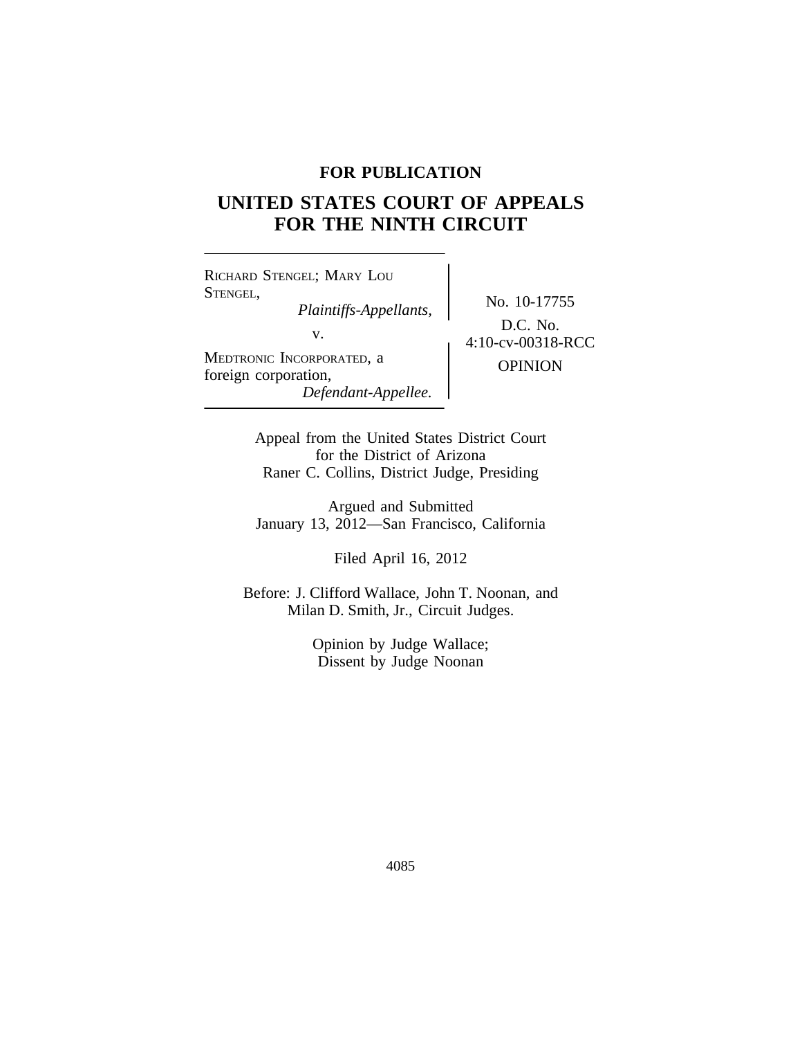**FOR PUBLICATION**

# UNITED STATES COURT OF APPEALS FOR THE NINTH CIRCUIT

RICHARD STENGEL; MARY LOU STENGEL,
*Plaintiffs-Appellants,*

v.

MEDTRONIC INCORPORATED, a foreign corporation,
*Defendant-Appellee.*

No. 10-17755

D.C. No. 4:10-cv-00318-RCC

OPINION

Appeal from the United States District Court for the District of Arizona
Raner C. Collins, District Judge, Presiding

Argued and Submitted
January 13, 2012—San Francisco, California

Filed April 16, 2012

Before: J. Clifford Wallace, John T. Noonan, and Milan D. Smith, Jr., Circuit Judges.

Opinion by Judge Wallace;
Dissent by Judge Noonan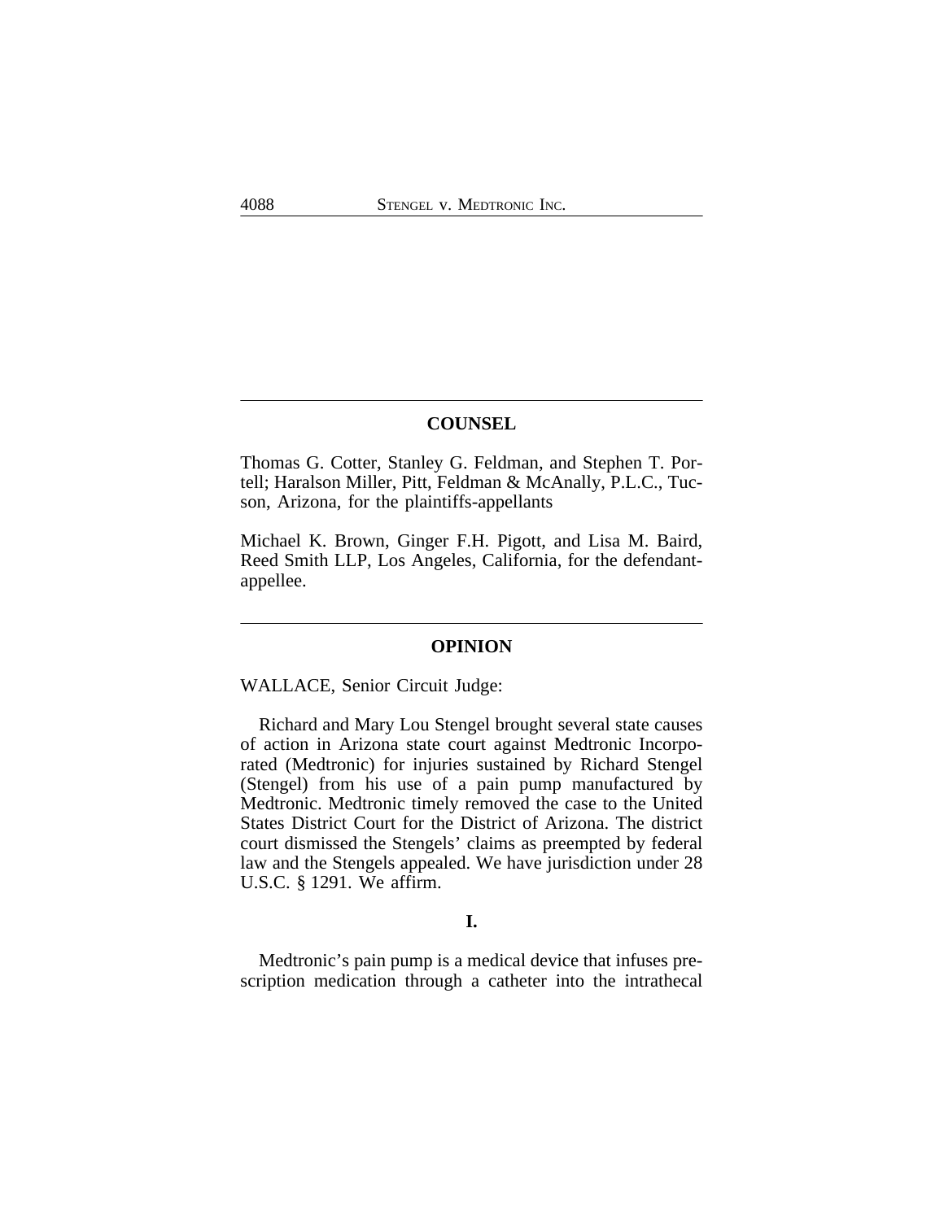## COUNSEL

Thomas G. Cotter, Stanley G. Feldman, and Stephen T. Portell; Haralson Miller, Pitt, Feldman & McAnally, P.L.C., Tucson, Arizona, for the plaintiffs-appellants

Michael K. Brown, Ginger F.H. Pigott, and Lisa M. Baird, Reed Smith LLP, Los Angeles, California, for the defendant-appellee.

## OPINION

WALLACE, Senior Circuit Judge:

Richard and Mary Lou Stengel brought several state causes of action in Arizona state court against Medtronic Incorporated (Medtronic) for injuries sustained by Richard Stengel (Stengel) from his use of a pain pump manufactured by Medtronic. Medtronic timely removed the case to the United States District Court for the District of Arizona. The district court dismissed the Stengels' claims as preempted by federal law and the Stengels appealed. We have jurisdiction under 28 U.S.C. § 1291. We affirm.

### I.

Medtronic's pain pump is a medical device that infuses prescription medication through a catheter into the intrathecal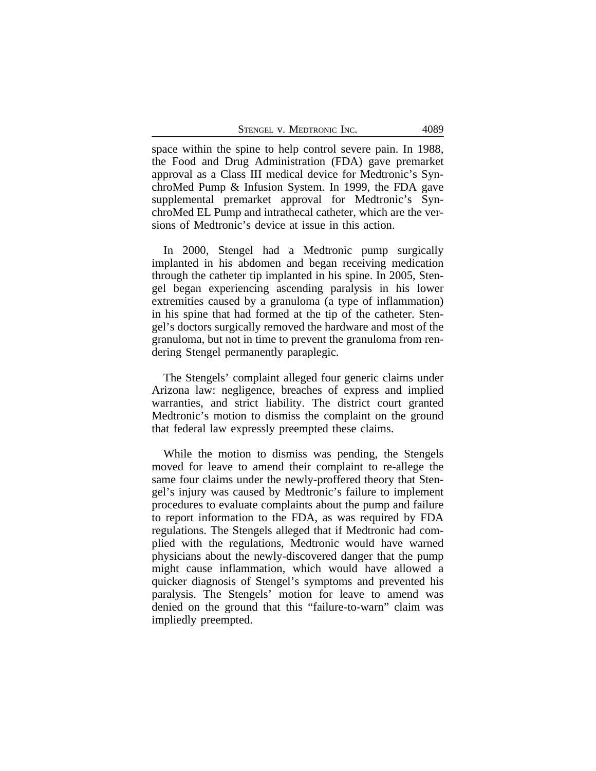space within the spine to help control severe pain. In 1988, the Food and Drug Administration (FDA) gave premarket approval as a Class III medical device for Medtronic's SynchroMed Pump & Infusion System. In 1999, the FDA gave supplemental premarket approval for Medtronic's SynchroMed EL Pump and intrathecal catheter, which are the versions of Medtronic's device at issue in this action.

In 2000, Stengel had a Medtronic pump surgically implanted in his abdomen and began receiving medication through the catheter tip implanted in his spine. In 2005, Stengel began experiencing ascending paralysis in his lower extremities caused by a granuloma (a type of inflammation) in his spine that had formed at the tip of the catheter. Stengel's doctors surgically removed the hardware and most of the granuloma, but not in time to prevent the granuloma from rendering Stengel permanently paraplegic.

The Stengels' complaint alleged four generic claims under Arizona law: negligence, breaches of express and implied warranties, and strict liability. The district court granted Medtronic's motion to dismiss the complaint on the ground that federal law expressly preempted these claims.

While the motion to dismiss was pending, the Stengels moved for leave to amend their complaint to re-allege the same four claims under the newly-proffered theory that Stengel's injury was caused by Medtronic's failure to implement procedures to evaluate complaints about the pump and failure to report information to the FDA, as was required by FDA regulations. The Stengels alleged that if Medtronic had complied with the regulations, Medtronic would have warned physicians about the newly-discovered danger that the pump might cause inflammation, which would have allowed a quicker diagnosis of Stengel's symptoms and prevented his paralysis. The Stengels' motion for leave to amend was denied on the ground that this "failure-to-warn" claim was impliedly preempted.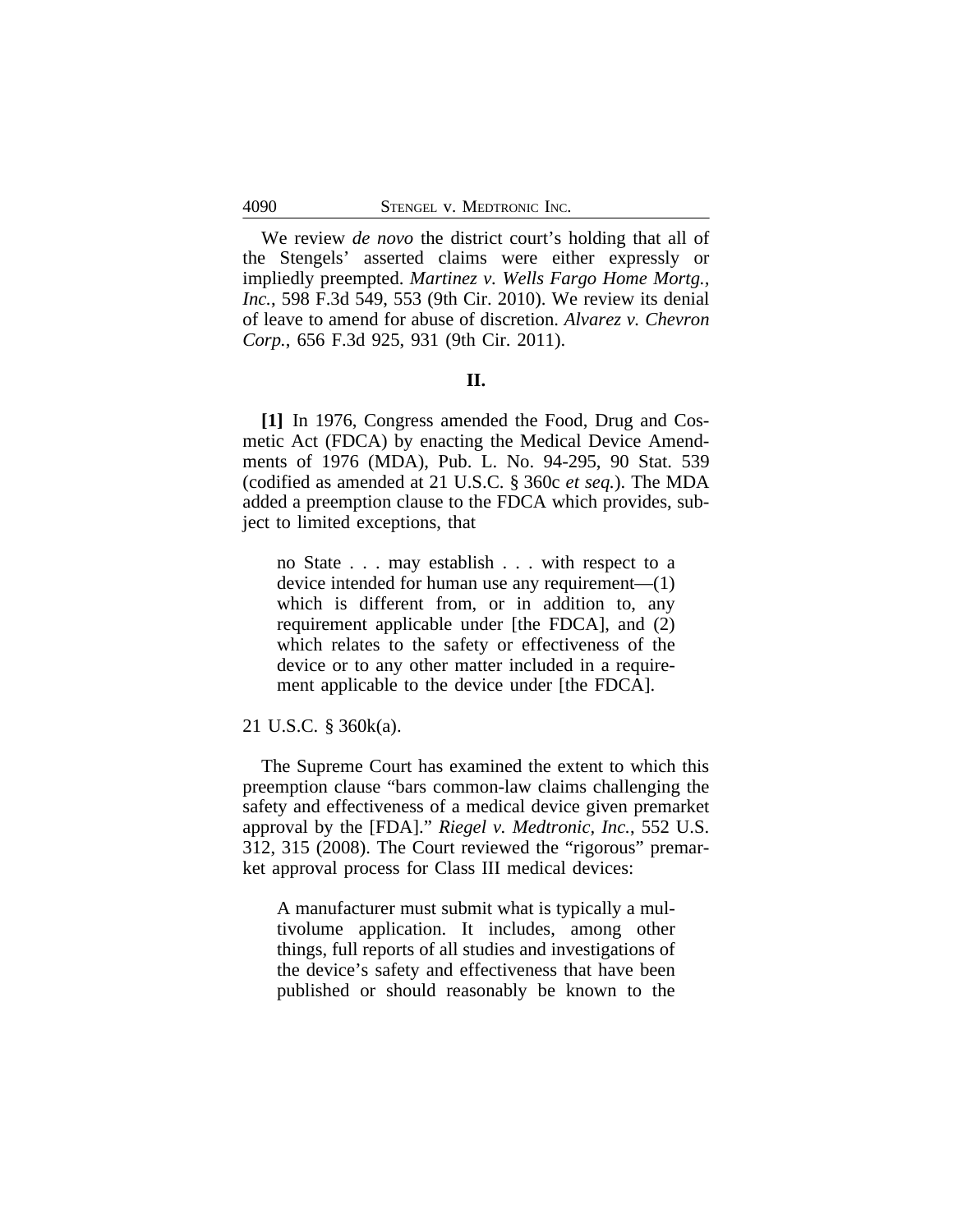We review *de novo* the district court's holding that all of the Stengels' asserted claims were either expressly or impliedly preempted. *Martinez v. Wells Fargo Home Mortg., Inc.*, 598 F.3d 549, 553 (9th Cir. 2010). We review its denial of leave to amend for abuse of discretion. *Alvarez v. Chevron Corp.*, 656 F.3d 925, 931 (9th Cir. 2011).

## II.

**[1]** In 1976, Congress amended the Food, Drug and Cosmetic Act (FDCA) by enacting the Medical Device Amendments of 1976 (MDA), Pub. L. No. 94-295, 90 Stat. 539 (codified as amended at 21 U.S.C. § 360c *et seq.*). The MDA added a preemption clause to the FDCA which provides, subject to limited exceptions, that

> no State . . . may establish . . . with respect to a device intended for human use any requirement—(1) which is different from, or in addition to, any requirement applicable under [the FDCA], and (2) which relates to the safety or effectiveness of the device or to any other matter included in a requirement applicable to the device under [the FDCA].

21 U.S.C. § 360k(a).

The Supreme Court has examined the extent to which this preemption clause "bars common-law claims challenging the safety and effectiveness of a medical device given premarket approval by the [FDA]." *Riegel v. Medtronic, Inc.*, 552 U.S. 312, 315 (2008). The Court reviewed the "rigorous" premarket approval process for Class III medical devices:

> A manufacturer must submit what is typically a multivolume application. It includes, among other things, full reports of all studies and investigations of the device's safety and effectiveness that have been published or should reasonably be known to the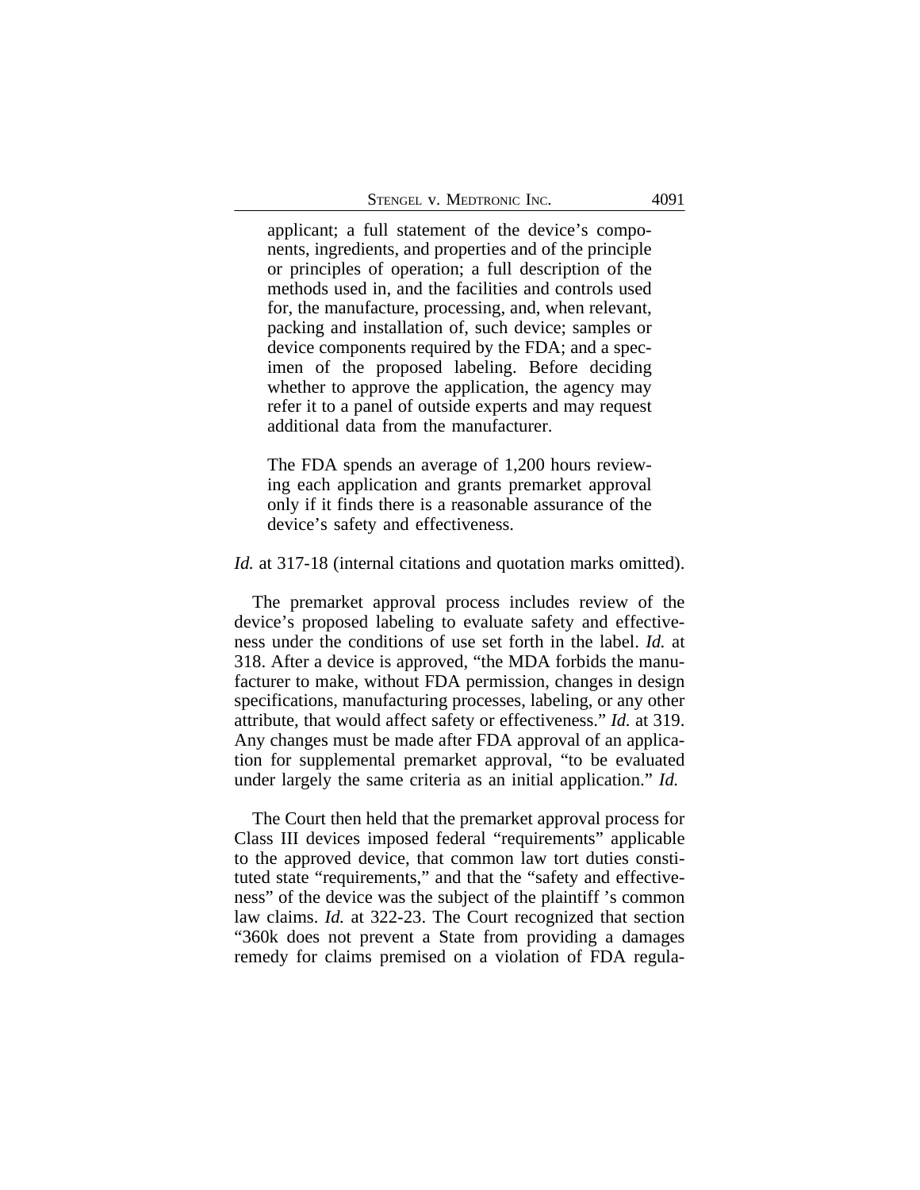> applicant; a full statement of the device's components, ingredients, and properties and of the principle or principles of operation; a full description of the methods used in, and the facilities and controls used for, the manufacture, processing, and, when relevant, packing and installation of, such device; samples or device components required by the FDA; and a specimen of the proposed labeling. Before deciding whether to approve the application, the agency may refer it to a panel of outside experts and may request additional data from the manufacturer.
>
> The FDA spends an average of 1,200 hours reviewing each application and grants premarket approval only if it finds there is a reasonable assurance of the device's safety and effectiveness.

*Id.* at 317-18 (internal citations and quotation marks omitted).

The premarket approval process includes review of the device's proposed labeling to evaluate safety and effectiveness under the conditions of use set forth in the label. *Id.* at 318. After a device is approved, "the MDA forbids the manufacturer to make, without FDA permission, changes in design specifications, manufacturing processes, labeling, or any other attribute, that would affect safety or effectiveness." *Id.* at 319. Any changes must be made after FDA approval of an application for supplemental premarket approval, "to be evaluated under largely the same criteria as an initial application." *Id.*

The Court then held that the premarket approval process for Class III devices imposed federal "requirements" applicable to the approved device, that common law tort duties constituted state "requirements," and that the "safety and effectiveness" of the device was the subject of the plaintiff 's common law claims. *Id.* at 322-23. The Court recognized that section "360k does not prevent a State from providing a damages remedy for claims premised on a violation of FDA regula-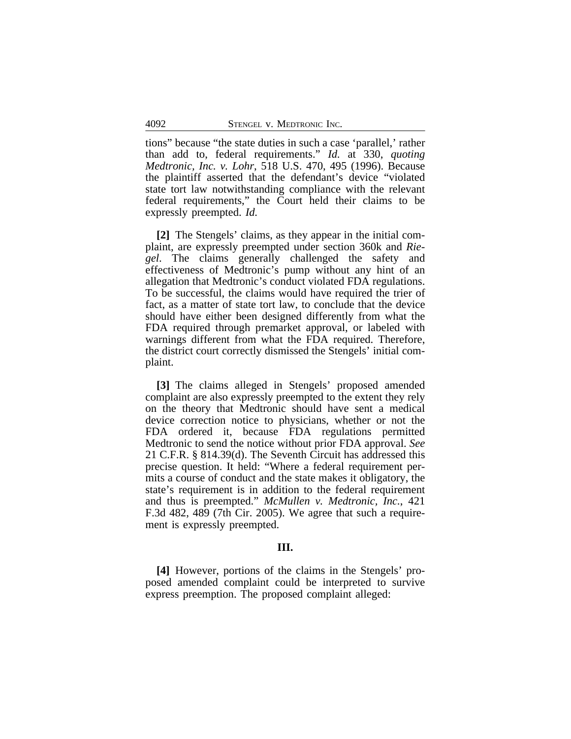tions" because "the state duties in such a case 'parallel,' rather than add to, federal requirements." *Id.* at 330, *quoting Medtronic, Inc. v. Lohr*, 518 U.S. 470, 495 (1996). Because the plaintiff asserted that the defendant's device "violated state tort law notwithstanding compliance with the relevant federal requirements," the Court held their claims to be expressly preempted. *Id.*

**[2]** The Stengels' claims, as they appear in the initial complaint, are expressly preempted under section 360k and *Riegel*. The claims generally challenged the safety and effectiveness of Medtronic's pump without any hint of an allegation that Medtronic's conduct violated FDA regulations. To be successful, the claims would have required the trier of fact, as a matter of state tort law, to conclude that the device should have either been designed differently from what the FDA required through premarket approval, or labeled with warnings different from what the FDA required. Therefore, the district court correctly dismissed the Stengels' initial complaint.

**[3]** The claims alleged in Stengels' proposed amended complaint are also expressly preempted to the extent they rely on the theory that Medtronic should have sent a medical device correction notice to physicians, whether or not the FDA ordered it, because FDA regulations permitted Medtronic to send the notice without prior FDA approval. *See* 21 C.F.R. § 814.39(d). The Seventh Circuit has addressed this precise question. It held: "Where a federal requirement permits a course of conduct and the state makes it obligatory, the state's requirement is in addition to the federal requirement and thus is preempted." *McMullen v. Medtronic, Inc.*, 421 F.3d 482, 489 (7th Cir. 2005). We agree that such a requirement is expressly preempted.

## III.

**[4]** However, portions of the claims in the Stengels' proposed amended complaint could be interpreted to survive express preemption. The proposed complaint alleged: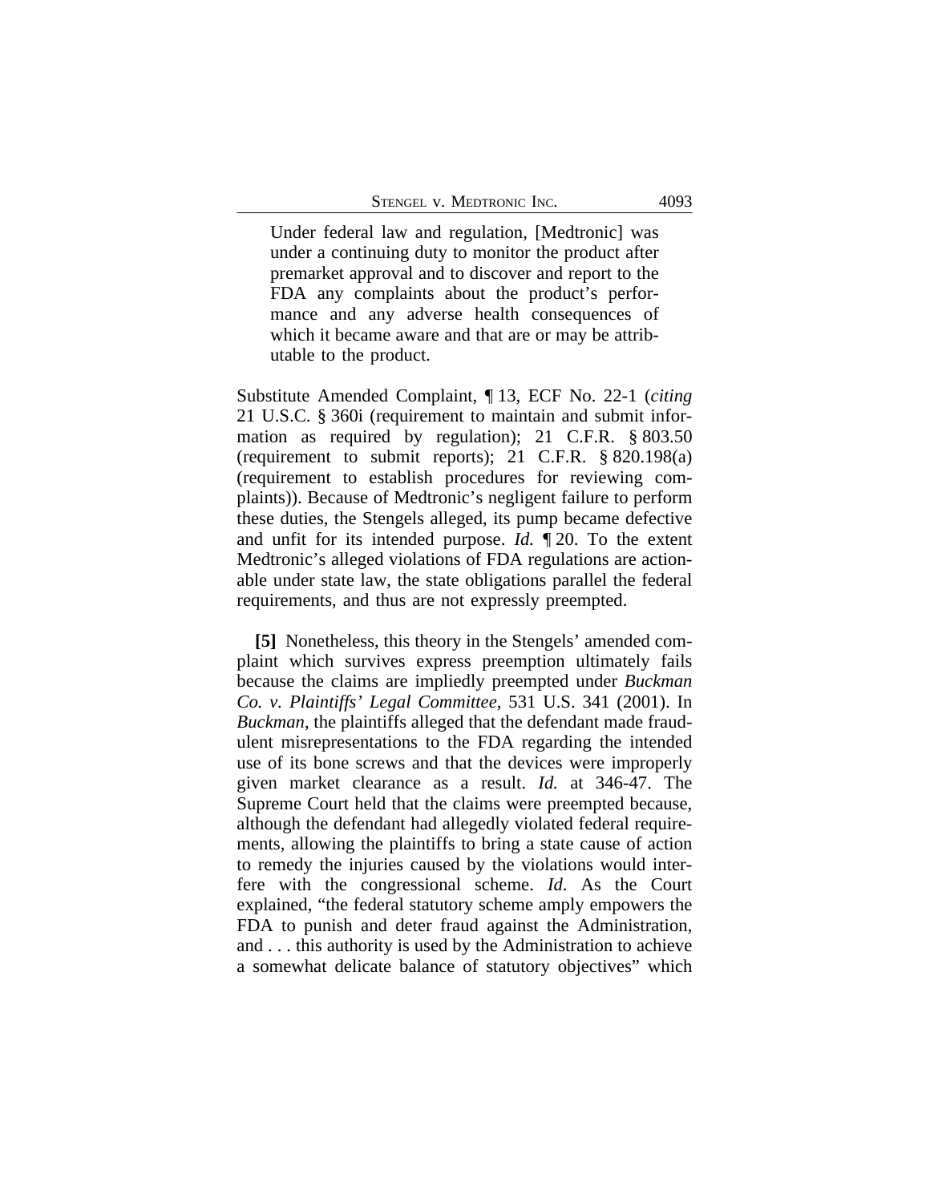> Under federal law and regulation, [Medtronic] was under a continuing duty to monitor the product after premarket approval and to discover and report to the FDA any complaints about the product's performance and any adverse health consequences of which it became aware and that are or may be attributable to the product.

Substitute Amended Complaint, ¶ 13, ECF No. 22-1 (*citing* 21 U.S.C. § 360i (requirement to maintain and submit information as required by regulation); 21 C.F.R. § 803.50 (requirement to submit reports); 21 C.F.R. § 820.198(a) (requirement to establish procedures for reviewing complaints)). Because of Medtronic's negligent failure to perform these duties, the Stengels alleged, its pump became defective and unfit for its intended purpose. *Id.* ¶ 20. To the extent Medtronic's alleged violations of FDA regulations are actionable under state law, the state obligations parallel the federal requirements, and thus are not expressly preempted.

**[5]** Nonetheless, this theory in the Stengels' amended complaint which survives express preemption ultimately fails because the claims are impliedly preempted under *Buckman Co. v. Plaintiffs' Legal Committee*, 531 U.S. 341 (2001). In *Buckman*, the plaintiffs alleged that the defendant made fraudulent misrepresentations to the FDA regarding the intended use of its bone screws and that the devices were improperly given market clearance as a result. *Id.* at 346-47. The Supreme Court held that the claims were preempted because, although the defendant had allegedly violated federal requirements, allowing the plaintiffs to bring a state cause of action to remedy the injuries caused by the violations would interfere with the congressional scheme. *Id.* As the Court explained, "the federal statutory scheme amply empowers the FDA to punish and deter fraud against the Administration, and . . . this authority is used by the Administration to achieve a somewhat delicate balance of statutory objectives" which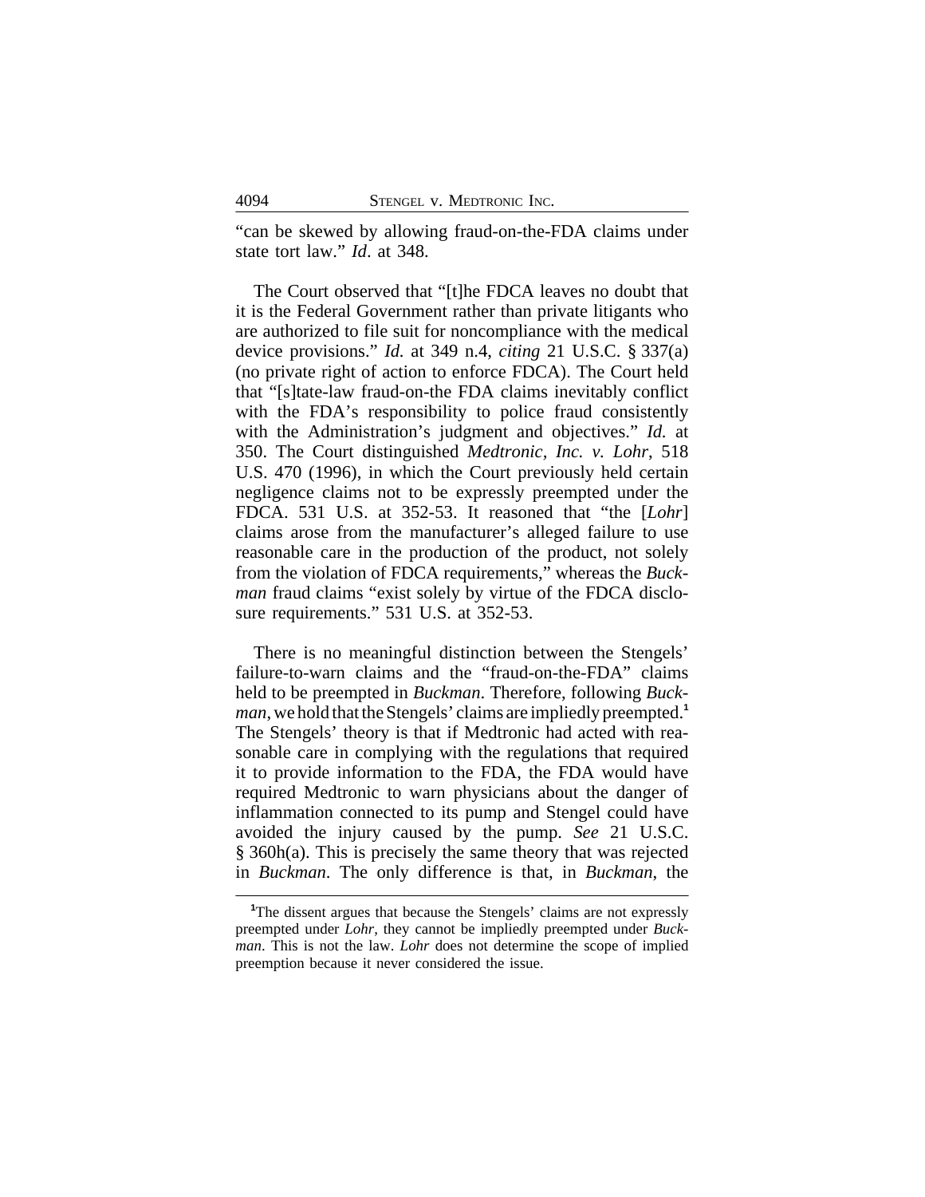"can be skewed by allowing fraud-on-the-FDA claims under state tort law." *Id*. at 348.

The Court observed that "[t]he FDCA leaves no doubt that it is the Federal Government rather than private litigants who are authorized to file suit for noncompliance with the medical device provisions." *Id.* at 349 n.4, *citing* 21 U.S.C. § 337(a) (no private right of action to enforce FDCA). The Court held that "[s]tate-law fraud-on-the FDA claims inevitably conflict with the FDA's responsibility to police fraud consistently with the Administration's judgment and objectives." *Id.* at 350. The Court distinguished *Medtronic, Inc. v. Lohr*, 518 U.S. 470 (1996), in which the Court previously held certain negligence claims not to be expressly preempted under the FDCA. 531 U.S. at 352-53. It reasoned that "the [*Lohr*] claims arose from the manufacturer's alleged failure to use reasonable care in the production of the product, not solely from the violation of FDCA requirements," whereas the *Buckman* fraud claims "exist solely by virtue of the FDCA disclosure requirements." 531 U.S. at 352-53.

There is no meaningful distinction between the Stengels' failure-to-warn claims and the "fraud-on-the-FDA" claims held to be preempted in *Buckman*. Therefore, following *Buckman*, we hold that the Stengels' claims are impliedly preempted.[1] The Stengels' theory is that if Medtronic had acted with reasonable care in complying with the regulations that required it to provide information to the FDA, the FDA would have required Medtronic to warn physicians about the danger of inflammation connected to its pump and Stengel could have avoided the injury caused by the pump. *See* 21 U.S.C. § 360h(a). This is precisely the same theory that was rejected in *Buckman*. The only difference is that, in *Buckman*, the

[1] The dissent argues that because the Stengels' claims are not expressly preempted under *Lohr*, they cannot be impliedly preempted under *Buckman*. This is not the law. *Lohr* does not determine the scope of implied preemption because it never considered the issue.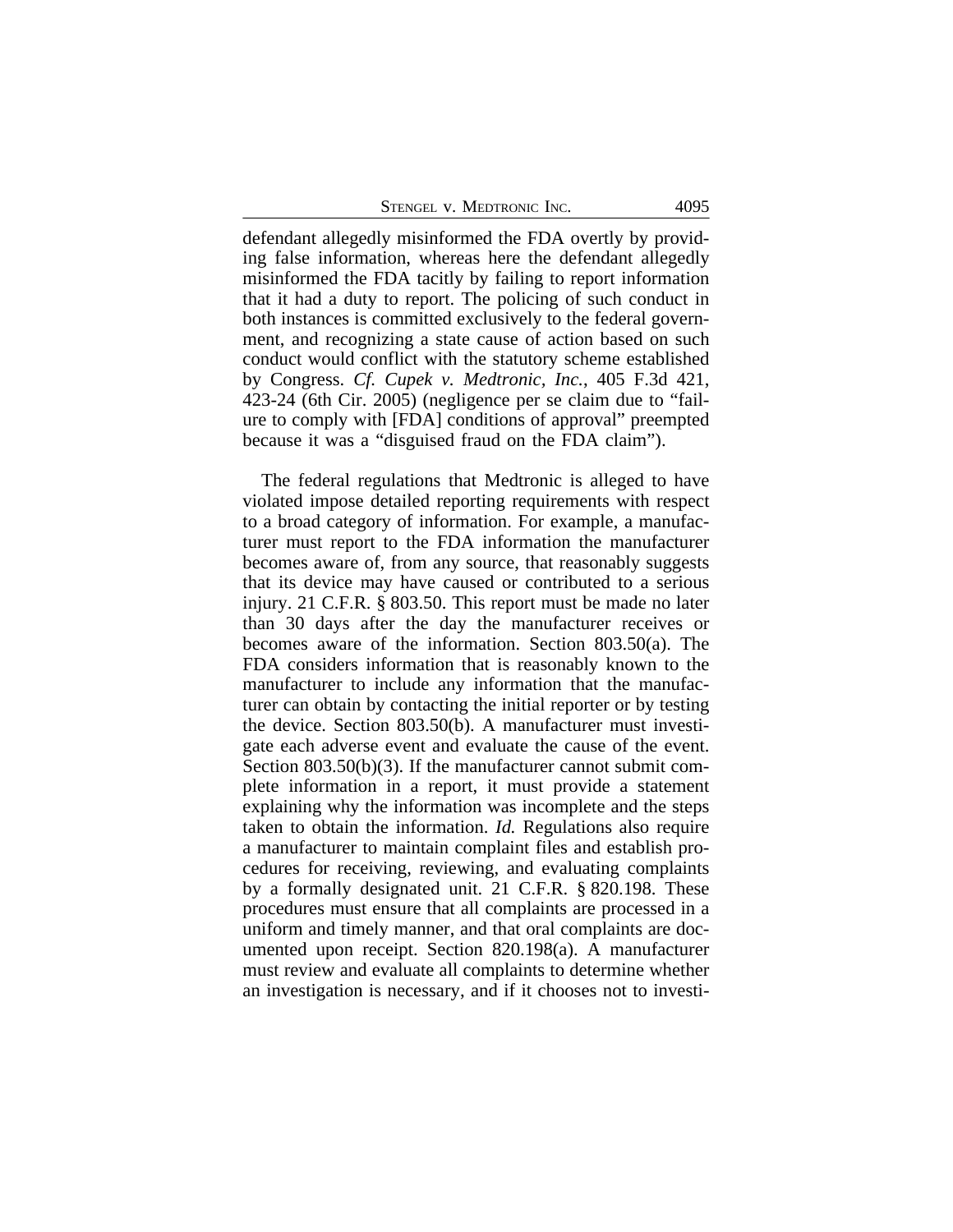defendant allegedly misinformed the FDA overtly by providing false information, whereas here the defendant allegedly misinformed the FDA tacitly by failing to report information that it had a duty to report. The policing of such conduct in both instances is committed exclusively to the federal government, and recognizing a state cause of action based on such conduct would conflict with the statutory scheme established by Congress. *Cf. Cupek v. Medtronic, Inc.*, 405 F.3d 421, 423-24 (6th Cir. 2005) (negligence per se claim due to "failure to comply with [FDA] conditions of approval" preempted because it was a "disguised fraud on the FDA claim").

The federal regulations that Medtronic is alleged to have violated impose detailed reporting requirements with respect to a broad category of information. For example, a manufacturer must report to the FDA information the manufacturer becomes aware of, from any source, that reasonably suggests that its device may have caused or contributed to a serious injury. 21 C.F.R. § 803.50. This report must be made no later than 30 days after the day the manufacturer receives or becomes aware of the information. Section 803.50(a). The FDA considers information that is reasonably known to the manufacturer to include any information that the manufacturer can obtain by contacting the initial reporter or by testing the device. Section 803.50(b). A manufacturer must investigate each adverse event and evaluate the cause of the event. Section 803.50(b)(3). If the manufacturer cannot submit complete information in a report, it must provide a statement explaining why the information was incomplete and the steps taken to obtain the information. *Id.* Regulations also require a manufacturer to maintain complaint files and establish procedures for receiving, reviewing, and evaluating complaints by a formally designated unit. 21 C.F.R. § 820.198. These procedures must ensure that all complaints are processed in a uniform and timely manner, and that oral complaints are documented upon receipt. Section 820.198(a). A manufacturer must review and evaluate all complaints to determine whether an investigation is necessary, and if it chooses not to investi-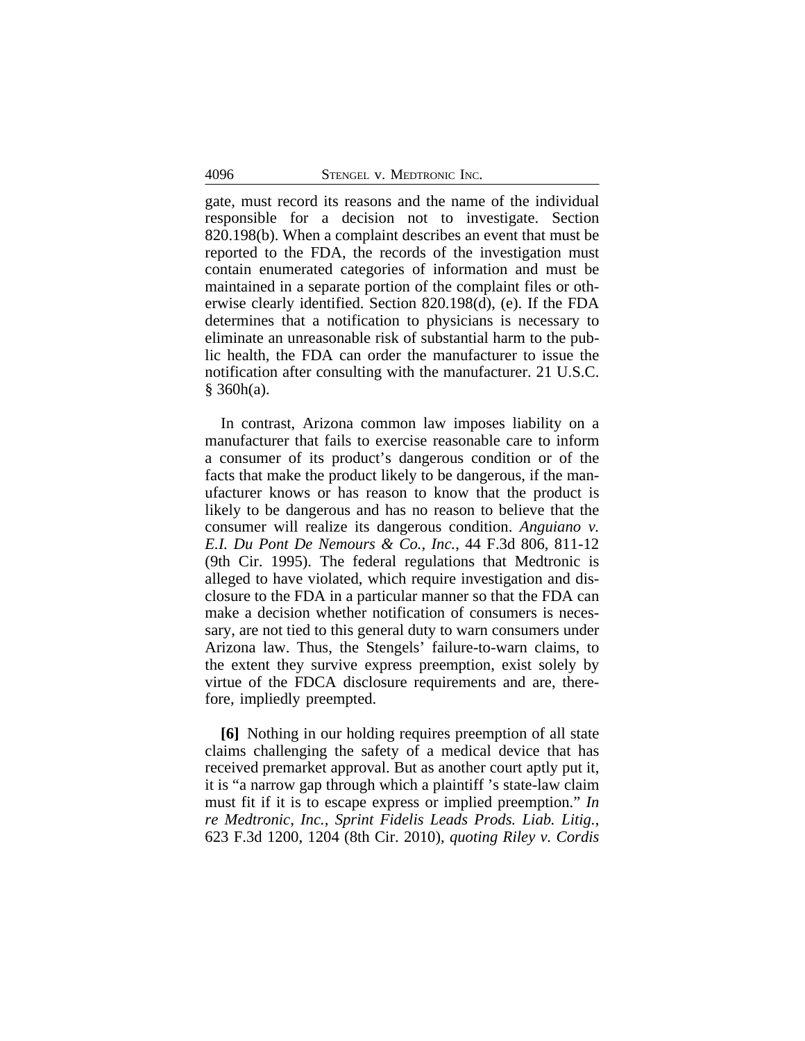gate, must record its reasons and the name of the individual responsible for a decision not to investigate. Section 820.198(b). When a complaint describes an event that must be reported to the FDA, the records of the investigation must contain enumerated categories of information and must be maintained in a separate portion of the complaint files or otherwise clearly identified. Section 820.198(d), (e). If the FDA determines that a notification to physicians is necessary to eliminate an unreasonable risk of substantial harm to the public health, the FDA can order the manufacturer to issue the notification after consulting with the manufacturer. 21 U.S.C. § 360h(a).

In contrast, Arizona common law imposes liability on a manufacturer that fails to exercise reasonable care to inform a consumer of its product's dangerous condition or of the facts that make the product likely to be dangerous, if the manufacturer knows or has reason to know that the product is likely to be dangerous and has no reason to believe that the consumer will realize its dangerous condition. *Anguiano v. E.I. Du Pont De Nemours & Co., Inc.*, 44 F.3d 806, 811-12 (9th Cir. 1995). The federal regulations that Medtronic is alleged to have violated, which require investigation and disclosure to the FDA in a particular manner so that the FDA can make a decision whether notification of consumers is necessary, are not tied to this general duty to warn consumers under Arizona law. Thus, the Stengels' failure-to-warn claims, to the extent they survive express preemption, exist solely by virtue of the FDCA disclosure requirements and are, therefore, impliedly preempted.

**[6]** Nothing in our holding requires preemption of all state claims challenging the safety of a medical device that has received premarket approval. But as another court aptly put it, it is "a narrow gap through which a plaintiff 's state-law claim must fit if it is to escape express or implied preemption." *In re Medtronic, Inc., Sprint Fidelis Leads Prods. Liab. Litig.*, 623 F.3d 1200, 1204 (8th Cir. 2010), *quoting Riley v. Cordis*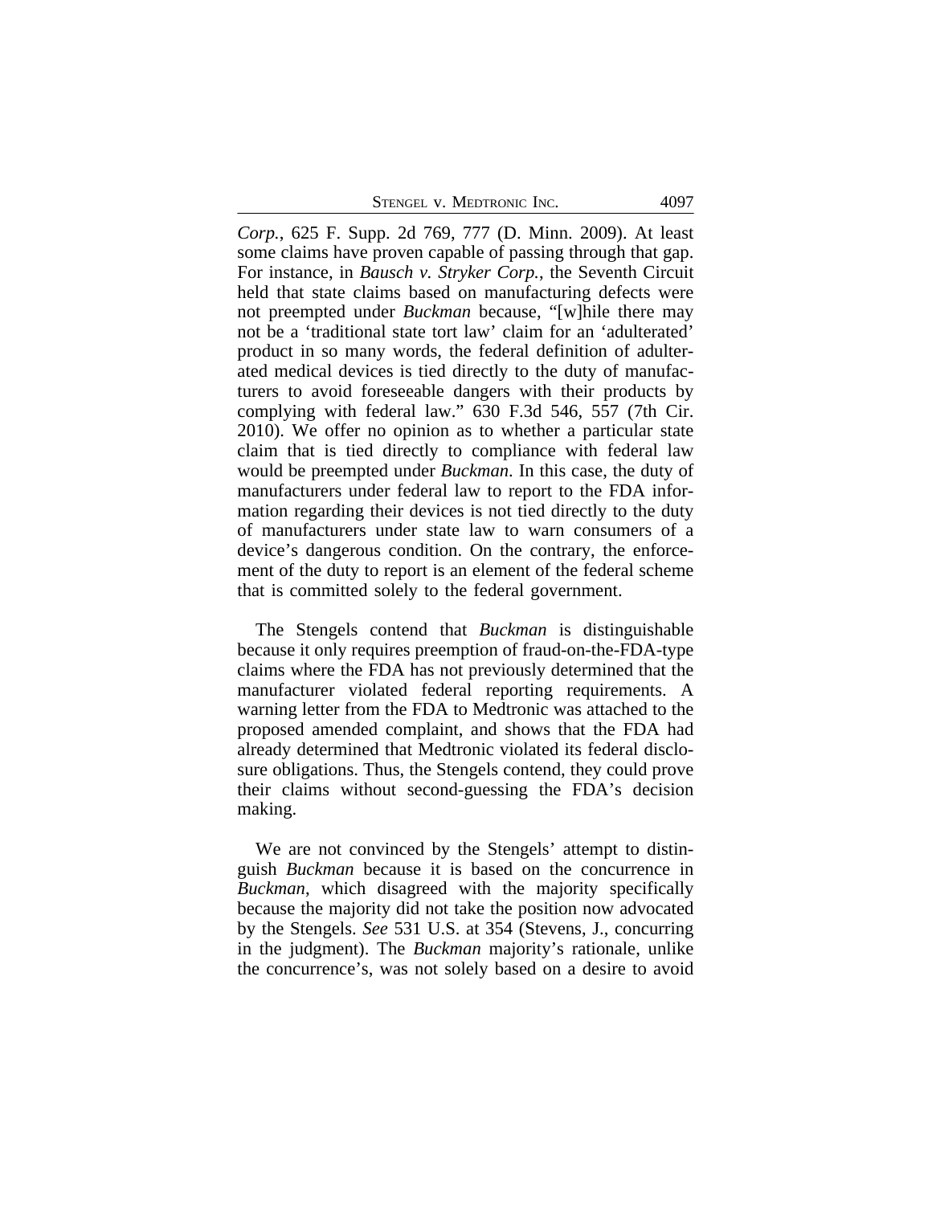*Corp.*, 625 F. Supp. 2d 769, 777 (D. Minn. 2009). At least some claims have proven capable of passing through that gap. For instance, in *Bausch v. Stryker Corp.*, the Seventh Circuit held that state claims based on manufacturing defects were not preempted under *Buckman* because, "[w]hile there may not be a 'traditional state tort law' claim for an 'adulterated' product in so many words, the federal definition of adulterated medical devices is tied directly to the duty of manufacturers to avoid foreseeable dangers with their products by complying with federal law." 630 F.3d 546, 557 (7th Cir. 2010). We offer no opinion as to whether a particular state claim that is tied directly to compliance with federal law would be preempted under *Buckman*. In this case, the duty of manufacturers under federal law to report to the FDA information regarding their devices is not tied directly to the duty of manufacturers under state law to warn consumers of a device's dangerous condition. On the contrary, the enforcement of the duty to report is an element of the federal scheme that is committed solely to the federal government.

The Stengels contend that *Buckman* is distinguishable because it only requires preemption of fraud-on-the-FDA-type claims where the FDA has not previously determined that the manufacturer violated federal reporting requirements. A warning letter from the FDA to Medtronic was attached to the proposed amended complaint, and shows that the FDA had already determined that Medtronic violated its federal disclosure obligations. Thus, the Stengels contend, they could prove their claims without second-guessing the FDA's decision making.

We are not convinced by the Stengels' attempt to distinguish *Buckman* because it is based on the concurrence in *Buckman*, which disagreed with the majority specifically because the majority did not take the position now advocated by the Stengels. *See* 531 U.S. at 354 (Stevens, J., concurring in the judgment). The *Buckman* majority's rationale, unlike the concurrence's, was not solely based on a desire to avoid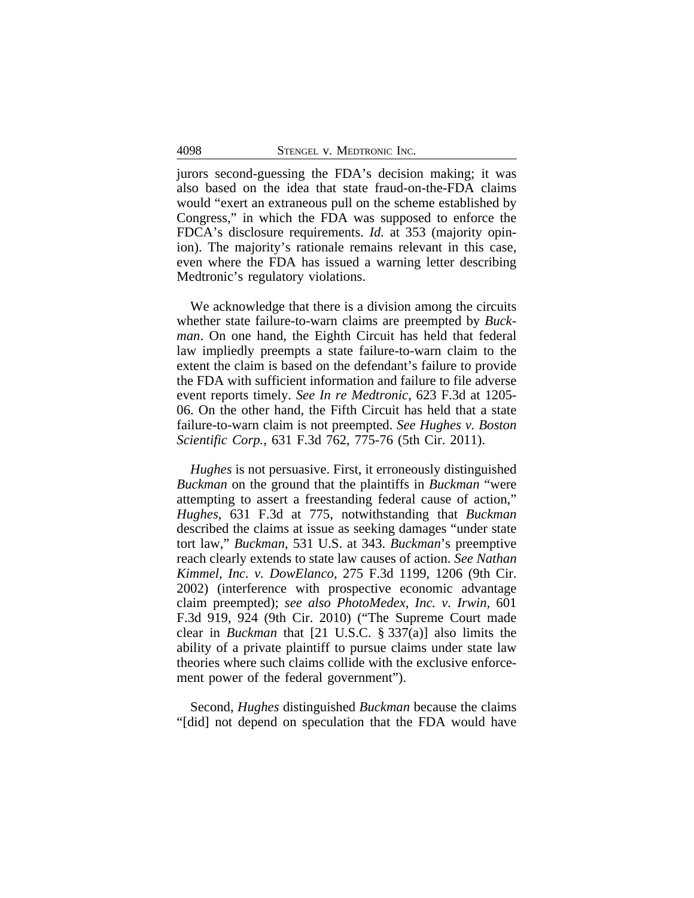jurors second-guessing the FDA's decision making; it was also based on the idea that state fraud-on-the-FDA claims would "exert an extraneous pull on the scheme established by Congress," in which the FDA was supposed to enforce the FDCA's disclosure requirements. *Id.* at 353 (majority opinion). The majority's rationale remains relevant in this case, even where the FDA has issued a warning letter describing Medtronic's regulatory violations.

We acknowledge that there is a division among the circuits whether state failure-to-warn claims are preempted by *Buckman*. On one hand, the Eighth Circuit has held that federal law impliedly preempts a state failure-to-warn claim to the extent the claim is based on the defendant's failure to provide the FDA with sufficient information and failure to file adverse event reports timely. *See In re Medtronic*, 623 F.3d at 1205-06. On the other hand, the Fifth Circuit has held that a state failure-to-warn claim is not preempted. *See Hughes v. Boston Scientific Corp.*, 631 F.3d 762, 775-76 (5th Cir. 2011).

*Hughes* is not persuasive. First, it erroneously distinguished *Buckman* on the ground that the plaintiffs in *Buckman* "were attempting to assert a freestanding federal cause of action," *Hughes*, 631 F.3d at 775, notwithstanding that *Buckman* described the claims at issue as seeking damages "under state tort law," *Buckman*, 531 U.S. at 343. *Buckman*'s preemptive reach clearly extends to state law causes of action. *See Nathan Kimmel, Inc. v. DowElanco*, 275 F.3d 1199, 1206 (9th Cir. 2002) (interference with prospective economic advantage claim preempted); *see also PhotoMedex, Inc. v. Irwin*, 601 F.3d 919, 924 (9th Cir. 2010) ("The Supreme Court made clear in *Buckman* that [21 U.S.C. § 337(a)] also limits the ability of a private plaintiff to pursue claims under state law theories where such claims collide with the exclusive enforcement power of the federal government").

Second, *Hughes* distinguished *Buckman* because the claims "[did] not depend on speculation that the FDA would have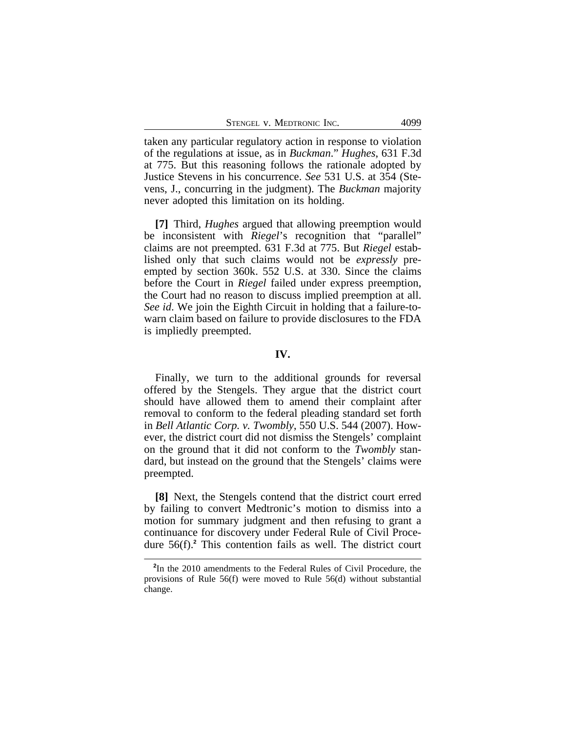taken any particular regulatory action in response to violation of the regulations at issue, as in *Buckman*." *Hughes*, 631 F.3d at 775. But this reasoning follows the rationale adopted by Justice Stevens in his concurrence. *See* 531 U.S. at 354 (Stevens, J., concurring in the judgment). The *Buckman* majority never adopted this limitation on its holding.

**[7]** Third, *Hughes* argued that allowing preemption would be inconsistent with *Riegel*'s recognition that "parallel" claims are not preempted. 631 F.3d at 775. But *Riegel* established only that such claims would not be *expressly* preempted by section 360k. 552 U.S. at 330. Since the claims before the Court in *Riegel* failed under express preemption, the Court had no reason to discuss implied preemption at all. *See id*. We join the Eighth Circuit in holding that a failure-to-warn claim based on failure to provide disclosures to the FDA is impliedly preempted.

## IV.

Finally, we turn to the additional grounds for reversal offered by the Stengels. They argue that the district court should have allowed them to amend their complaint after removal to conform to the federal pleading standard set forth in *Bell Atlantic Corp. v. Twombly*, 550 U.S. 544 (2007). However, the district court did not dismiss the Stengels' complaint on the ground that it did not conform to the *Twombly* standard, but instead on the ground that the Stengels' claims were preempted.

**[8]** Next, the Stengels contend that the district court erred by failing to convert Medtronic's motion to dismiss into a motion for summary judgment and then refusing to grant a continuance for discovery under Federal Rule of Civil Procedure 56(f).[2] This contention fails as well. The district court

[2] In the 2010 amendments to the Federal Rules of Civil Procedure, the provisions of Rule 56(f) were moved to Rule 56(d) without substantial change.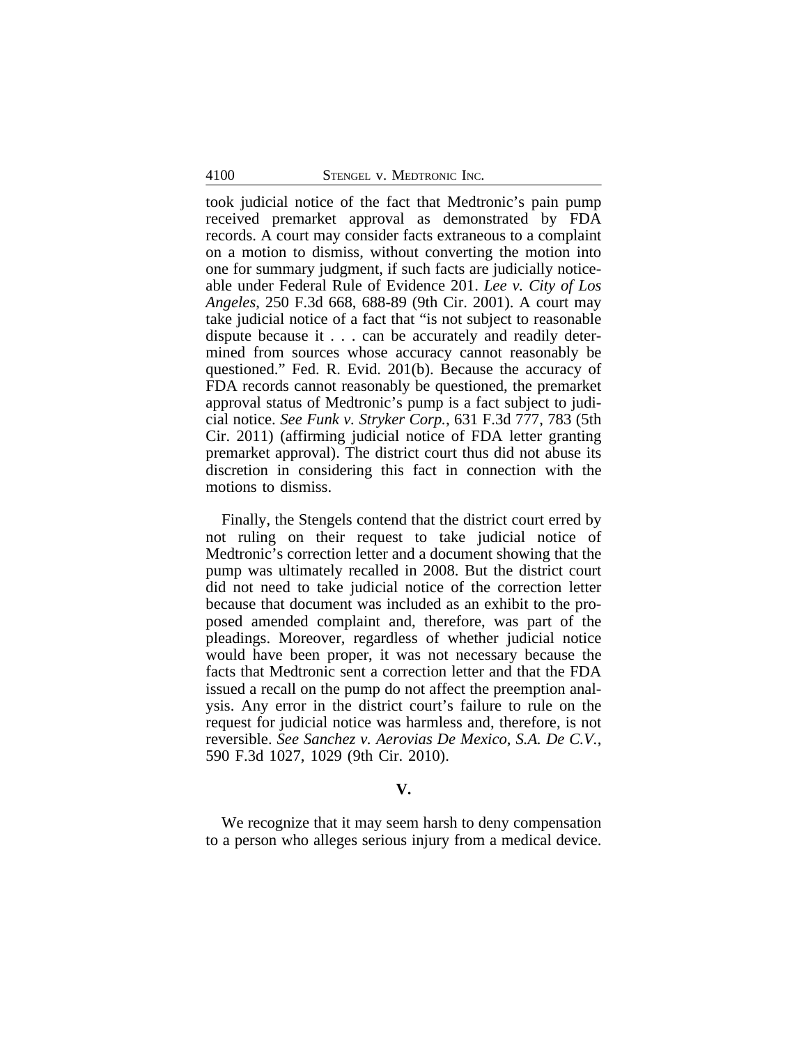took judicial notice of the fact that Medtronic's pain pump received premarket approval as demonstrated by FDA records. A court may consider facts extraneous to a complaint on a motion to dismiss, without converting the motion into one for summary judgment, if such facts are judicially noticeable under Federal Rule of Evidence 201. *Lee v. City of Los Angeles*, 250 F.3d 668, 688-89 (9th Cir. 2001). A court may take judicial notice of a fact that "is not subject to reasonable dispute because it . . . can be accurately and readily determined from sources whose accuracy cannot reasonably be questioned." Fed. R. Evid. 201(b). Because the accuracy of FDA records cannot reasonably be questioned, the premarket approval status of Medtronic's pump is a fact subject to judicial notice. *See Funk v. Stryker Corp.*, 631 F.3d 777, 783 (5th Cir. 2011) (affirming judicial notice of FDA letter granting premarket approval). The district court thus did not abuse its discretion in considering this fact in connection with the motions to dismiss.

Finally, the Stengels contend that the district court erred by not ruling on their request to take judicial notice of Medtronic's correction letter and a document showing that the pump was ultimately recalled in 2008. But the district court did not need to take judicial notice of the correction letter because that document was included as an exhibit to the proposed amended complaint and, therefore, was part of the pleadings. Moreover, regardless of whether judicial notice would have been proper, it was not necessary because the facts that Medtronic sent a correction letter and that the FDA issued a recall on the pump do not affect the preemption analysis. Any error in the district court's failure to rule on the request for judicial notice was harmless and, therefore, is not reversible. *See Sanchez v. Aerovias De Mexico, S.A. De C.V.*, 590 F.3d 1027, 1029 (9th Cir. 2010).

## V.

We recognize that it may seem harsh to deny compensation to a person who alleges serious injury from a medical device.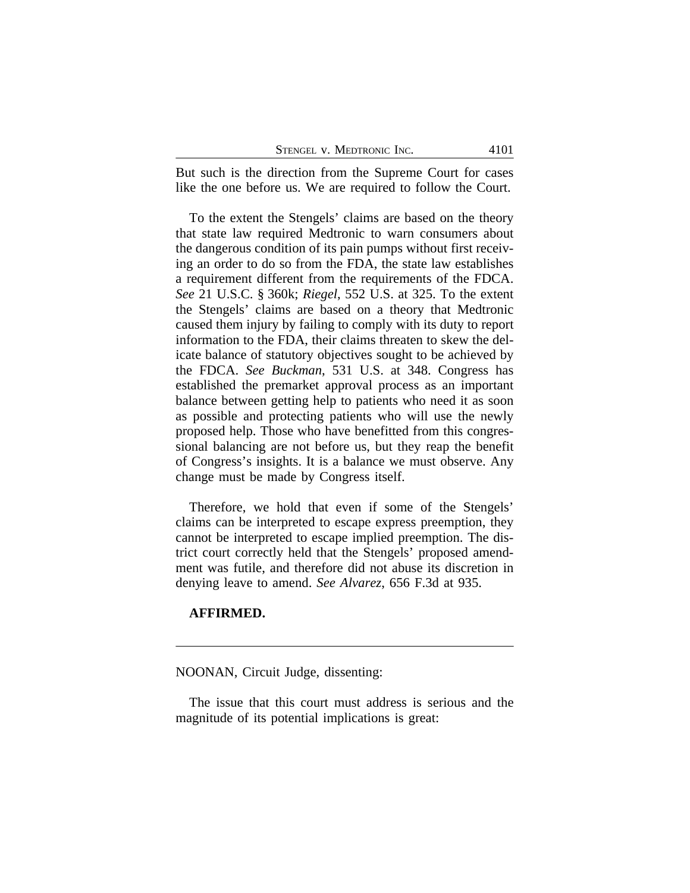But such is the direction from the Supreme Court for cases like the one before us. We are required to follow the Court.

To the extent the Stengels' claims are based on the theory that state law required Medtronic to warn consumers about the dangerous condition of its pain pumps without first receiving an order to do so from the FDA, the state law establishes a requirement different from the requirements of the FDCA. *See* 21 U.S.C. § 360k; *Riegel*, 552 U.S. at 325. To the extent the Stengels' claims are based on a theory that Medtronic caused them injury by failing to comply with its duty to report information to the FDA, their claims threaten to skew the delicate balance of statutory objectives sought to be achieved by the FDCA. *See Buckman*, 531 U.S. at 348. Congress has established the premarket approval process as an important balance between getting help to patients who need it as soon as possible and protecting patients who will use the newly proposed help. Those who have benefitted from this congressional balancing are not before us, but they reap the benefit of Congress's insights. It is a balance we must observe. Any change must be made by Congress itself.

Therefore, we hold that even if some of the Stengels' claims can be interpreted to escape express preemption, they cannot be interpreted to escape implied preemption. The district court correctly held that the Stengels' proposed amendment was futile, and therefore did not abuse its discretion in denying leave to amend. *See Alvarez*, 656 F.3d at 935.

**AFFIRMED.**

---

NOONAN, Circuit Judge, dissenting:

The issue that this court must address is serious and the magnitude of its potential implications is great: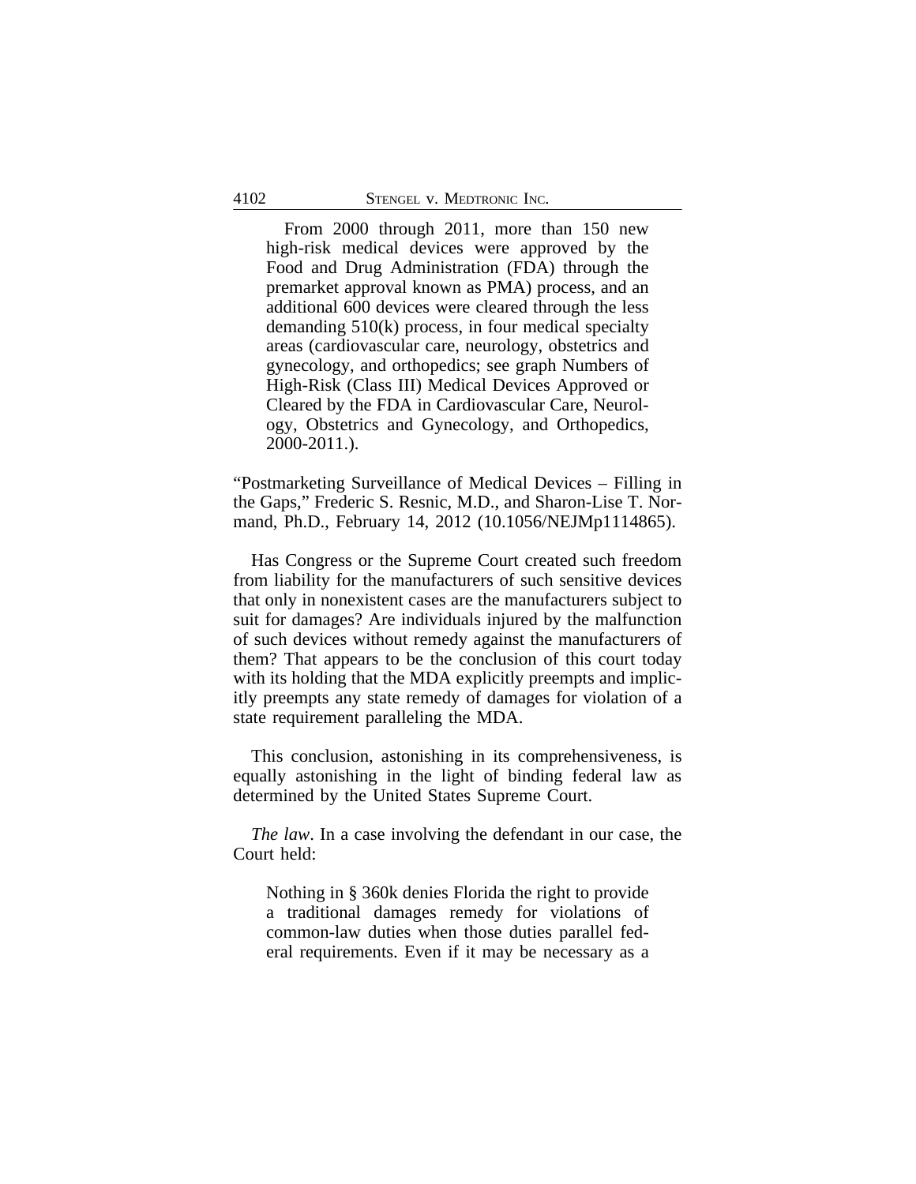> From 2000 through 2011, more than 150 new high-risk medical devices were approved by the Food and Drug Administration (FDA) through the premarket approval known as PMA) process, and an additional 600 devices were cleared through the less demanding 510(k) process, in four medical specialty areas (cardiovascular care, neurology, obstetrics and gynecology, and orthopedics; see graph Numbers of High-Risk (Class III) Medical Devices Approved or Cleared by the FDA in Cardiovascular Care, Neurology, Obstetrics and Gynecology, and Orthopedics, 2000-2011.).

"Postmarketing Surveillance of Medical Devices – Filling in the Gaps," Frederic S. Resnic, M.D., and Sharon-Lise T. Normand, Ph.D., February 14, 2012 (10.1056/NEJMp1114865).

Has Congress or the Supreme Court created such freedom from liability for the manufacturers of such sensitive devices that only in nonexistent cases are the manufacturers subject to suit for damages? Are individuals injured by the malfunction of such devices without remedy against the manufacturers of them? That appears to be the conclusion of this court today with its holding that the MDA explicitly preempts and implicitly preempts any state remedy of damages for violation of a state requirement paralleling the MDA.

This conclusion, astonishing in its comprehensiveness, is equally astonishing in the light of binding federal law as determined by the United States Supreme Court.

*The law*. In a case involving the defendant in our case, the Court held:

> Nothing in § 360k denies Florida the right to provide a traditional damages remedy for violations of common-law duties when those duties parallel federal requirements. Even if it may be necessary as a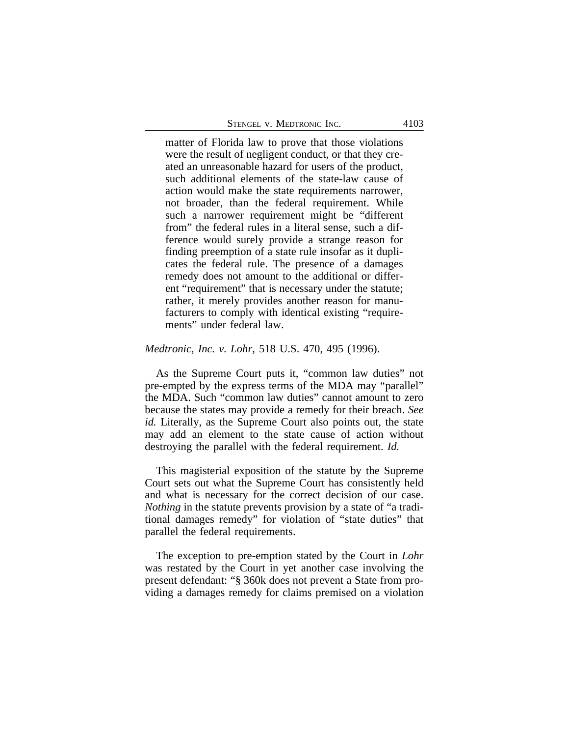> matter of Florida law to prove that those violations were the result of negligent conduct, or that they created an unreasonable hazard for users of the product, such additional elements of the state-law cause of action would make the state requirements narrower, not broader, than the federal requirement. While such a narrower requirement might be "different from" the federal rules in a literal sense, such a difference would surely provide a strange reason for finding preemption of a state rule insofar as it duplicates the federal rule. The presence of a damages remedy does not amount to the additional or different "requirement" that is necessary under the statute; rather, it merely provides another reason for manufacturers to comply with identical existing "requirements" under federal law.

*Medtronic, Inc. v. Lohr,* 518 U.S. 470, 495 (1996).

As the Supreme Court puts it, "common law duties" not pre-empted by the express terms of the MDA may "parallel" the MDA. Such "common law duties" cannot amount to zero because the states may provide a remedy for their breach. *See id.* Literally, as the Supreme Court also points out, the state may add an element to the state cause of action without destroying the parallel with the federal requirement. *Id.*

This magisterial exposition of the statute by the Supreme Court sets out what the Supreme Court has consistently held and what is necessary for the correct decision of our case. *Nothing* in the statute prevents provision by a state of "a traditional damages remedy" for violation of "state duties" that parallel the federal requirements.

The exception to pre-emption stated by the Court in *Lohr* was restated by the Court in yet another case involving the present defendant: "§ 360k does not prevent a State from providing a damages remedy for claims premised on a violation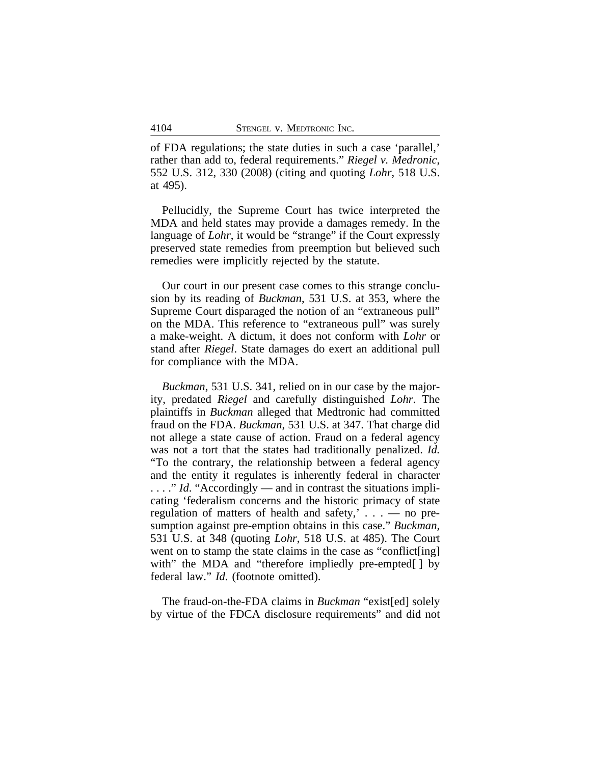of FDA regulations; the state duties in such a case 'parallel,' rather than add to, federal requirements." *Riegel v. Medronic*, 552 U.S. 312, 330 (2008) (citing and quoting *Lohr*, 518 U.S. at 495).

Pellucidly, the Supreme Court has twice interpreted the MDA and held states may provide a damages remedy. In the language of *Lohr*, it would be "strange" if the Court expressly preserved state remedies from preemption but believed such remedies were implicitly rejected by the statute.

Our court in our present case comes to this strange conclusion by its reading of *Buckman*, 531 U.S. at 353, where the Supreme Court disparaged the notion of an "extraneous pull" on the MDA. This reference to "extraneous pull" was surely a make-weight. A dictum, it does not conform with *Lohr* or stand after *Riegel*. State damages do exert an additional pull for compliance with the MDA.

*Buckman*, 531 U.S. 341, relied on in our case by the majority, predated *Riegel* and carefully distinguished *Lohr*. The plaintiffs in *Buckman* alleged that Medtronic had committed fraud on the FDA. *Buckman*, 531 U.S. at 347. That charge did not allege a state cause of action. Fraud on a federal agency was not a tort that the states had traditionally penalized. *Id.* "To the contrary, the relationship between a federal agency and the entity it regulates is inherently federal in character . . . ." *Id*. "Accordingly — and in contrast the situations implicating 'federalism concerns and the historic primacy of state regulation of matters of health and safety,' . . . — no presumption against pre-emption obtains in this case." *Buckman*, 531 U.S. at 348 (quoting *Lohr*, 518 U.S. at 485). The Court went on to stamp the state claims in the case as "conflict[ing] with" the MDA and "therefore impliedly pre-empted[ ] by federal law." *Id*. (footnote omitted).

The fraud-on-the-FDA claims in *Buckman* "exist[ed] solely by virtue of the FDCA disclosure requirements" and did not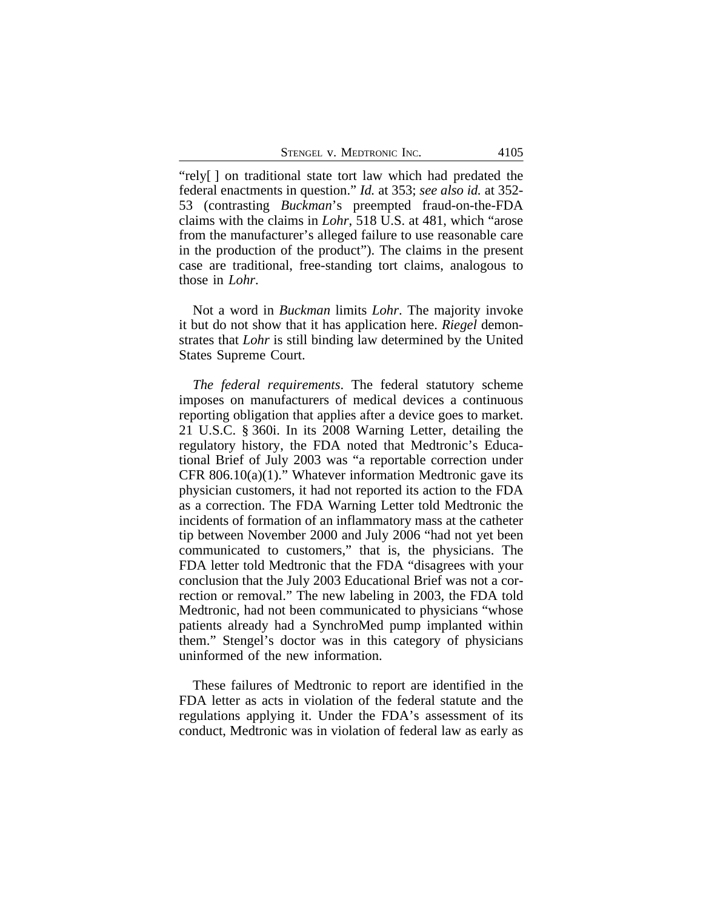"rely[ ] on traditional state tort law which had predated the federal enactments in question." *Id.* at 353; *see also id.* at 352-53 (contrasting *Buckman*'s preempted fraud-on-the-FDA claims with the claims in *Lohr*, 518 U.S. at 481, which "arose from the manufacturer's alleged failure to use reasonable care in the production of the product"). The claims in the present case are traditional, free-standing tort claims, analogous to those in *Lohr*.

Not a word in *Buckman* limits *Lohr*. The majority invoke it but do not show that it has application here. *Riegel* demonstrates that *Lohr* is still binding law determined by the United States Supreme Court.

*The federal requirements*. The federal statutory scheme imposes on manufacturers of medical devices a continuous reporting obligation that applies after a device goes to market. 21 U.S.C. § 360i. In its 2008 Warning Letter, detailing the regulatory history, the FDA noted that Medtronic's Educational Brief of July 2003 was "a reportable correction under CFR 806.10(a)(1)." Whatever information Medtronic gave its physician customers, it had not reported its action to the FDA as a correction. The FDA Warning Letter told Medtronic the incidents of formation of an inflammatory mass at the catheter tip between November 2000 and July 2006 "had not yet been communicated to customers," that is, the physicians. The FDA letter told Medtronic that the FDA "disagrees with your conclusion that the July 2003 Educational Brief was not a correction or removal." The new labeling in 2003, the FDA told Medtronic, had not been communicated to physicians "whose patients already had a SynchroMed pump implanted within them." Stengel's doctor was in this category of physicians uninformed of the new information.

These failures of Medtronic to report are identified in the FDA letter as acts in violation of the federal statute and the regulations applying it. Under the FDA's assessment of its conduct, Medtronic was in violation of federal law as early as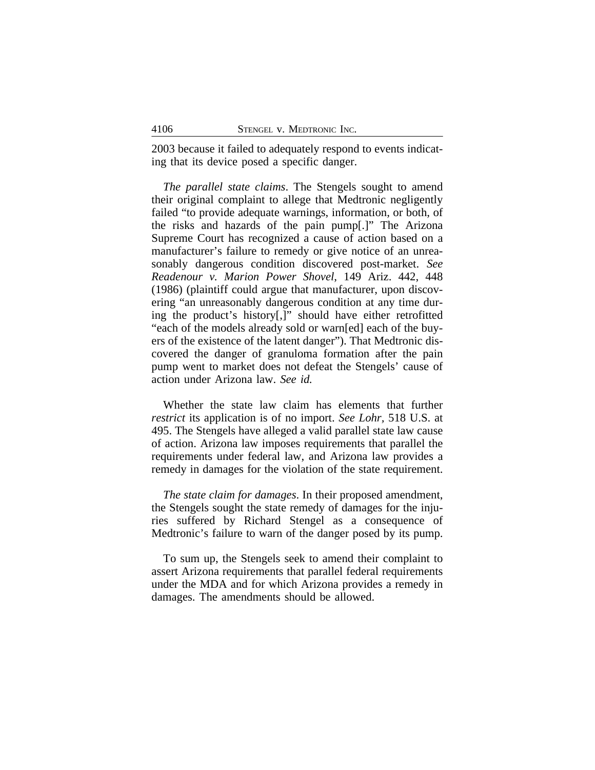2003 because it failed to adequately respond to events indicating that its device posed a specific danger.

*The parallel state claims*. The Stengels sought to amend their original complaint to allege that Medtronic negligently failed "to provide adequate warnings, information, or both, of the risks and hazards of the pain pump[.]" The Arizona Supreme Court has recognized a cause of action based on a manufacturer's failure to remedy or give notice of an unreasonably dangerous condition discovered post-market. *See Readenour v. Marion Power Shovel*, 149 Ariz. 442, 448 (1986) (plaintiff could argue that manufacturer, upon discovering "an unreasonably dangerous condition at any time during the product's history[,]" should have either retrofitted "each of the models already sold or warn[ed] each of the buyers of the existence of the latent danger"). That Medtronic discovered the danger of granuloma formation after the pain pump went to market does not defeat the Stengels' cause of action under Arizona law. *See id.*

Whether the state law claim has elements that further *restrict* its application is of no import. *See Lohr*, 518 U.S. at 495. The Stengels have alleged a valid parallel state law cause of action. Arizona law imposes requirements that parallel the requirements under federal law, and Arizona law provides a remedy in damages for the violation of the state requirement.

*The state claim for damages*. In their proposed amendment, the Stengels sought the state remedy of damages for the injuries suffered by Richard Stengel as a consequence of Medtronic's failure to warn of the danger posed by its pump.

To sum up, the Stengels seek to amend their complaint to assert Arizona requirements that parallel federal requirements under the MDA and for which Arizona provides a remedy in damages. The amendments should be allowed.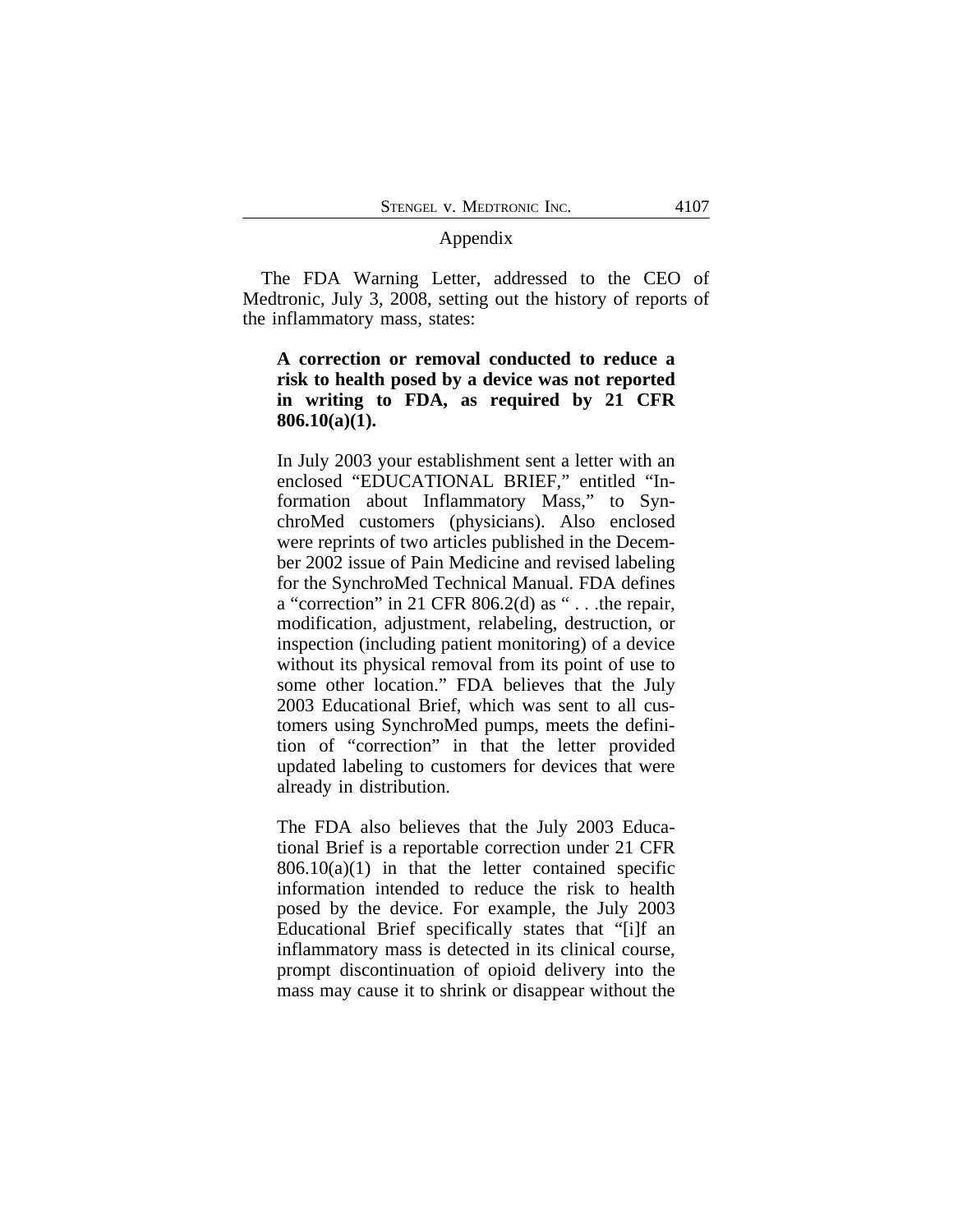## Appendix

The FDA Warning Letter, addressed to the CEO of Medtronic, July 3, 2008, setting out the history of reports of the inflammatory mass, states:

> **A correction or removal conducted to reduce a risk to health posed by a device was not reported in writing to FDA, as required by 21 CFR 806.10(a)(1).**
>
> In July 2003 your establishment sent a letter with an enclosed "EDUCATIONAL BRIEF," entitled "Information about Inflammatory Mass," to SynchroMed customers (physicians). Also enclosed were reprints of two articles published in the December 2002 issue of Pain Medicine and revised labeling for the SynchroMed Technical Manual. FDA defines a "correction" in 21 CFR 806.2(d) as " . . .the repair, modification, adjustment, relabeling, destruction, or inspection (including patient monitoring) of a device without its physical removal from its point of use to some other location." FDA believes that the July 2003 Educational Brief, which was sent to all customers using SynchroMed pumps, meets the definition of "correction" in that the letter provided updated labeling to customers for devices that were already in distribution.
>
> The FDA also believes that the July 2003 Educational Brief is a reportable correction under 21 CFR 806.10(a)(1) in that the letter contained specific information intended to reduce the risk to health posed by the device. For example, the July 2003 Educational Brief specifically states that "[i]f an inflammatory mass is detected in its clinical course, prompt discontinuation of opioid delivery into the mass may cause it to shrink or disappear without the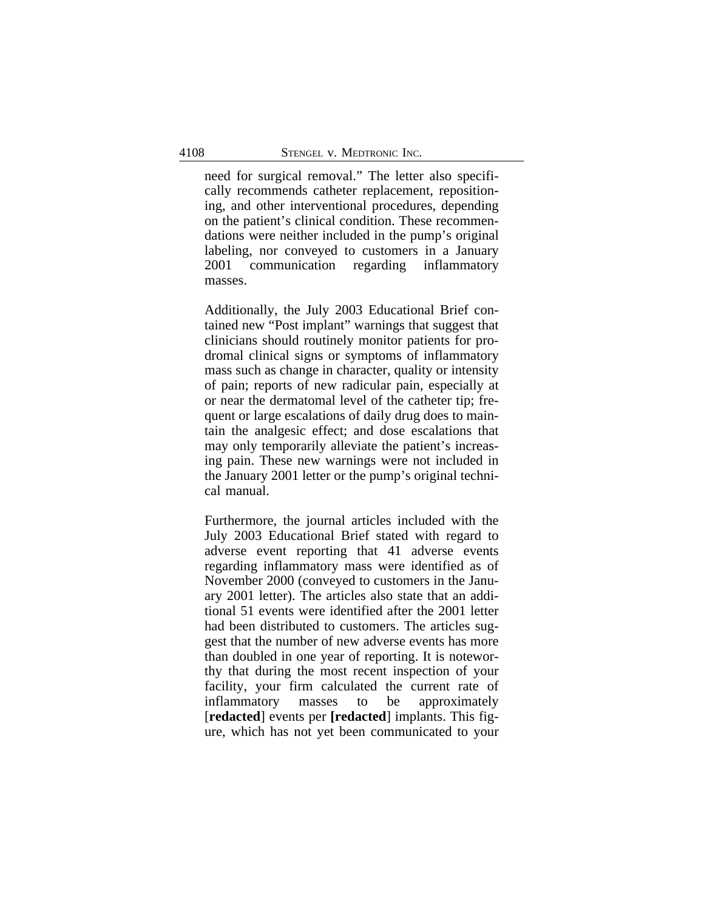need for surgical removal." The letter also specifically recommends catheter replacement, repositioning, and other interventional procedures, depending on the patient's clinical condition. These recommendations were neither included in the pump's original labeling, nor conveyed to customers in a January 2001 communication regarding inflammatory masses.

Additionally, the July 2003 Educational Brief contained new "Post implant" warnings that suggest that clinicians should routinely monitor patients for prodromal clinical signs or symptoms of inflammatory mass such as change in character, quality or intensity of pain; reports of new radicular pain, especially at or near the dermatomal level of the catheter tip; frequent or large escalations of daily drug does to maintain the analgesic effect; and dose escalations that may only temporarily alleviate the patient's increasing pain. These new warnings were not included in the January 2001 letter or the pump's original technical manual.

Furthermore, the journal articles included with the July 2003 Educational Brief stated with regard to adverse event reporting that 41 adverse events regarding inflammatory mass were identified as of November 2000 (conveyed to customers in the January 2001 letter). The articles also state that an additional 51 events were identified after the 2001 letter had been distributed to customers. The articles suggest that the number of new adverse events has more than doubled in one year of reporting. It is noteworthy that during the most recent inspection of your facility, your firm calculated the current rate of inflammatory masses to be approximately [**redacted**] events per **[redacted]** implants. This figure, which has not yet been communicated to your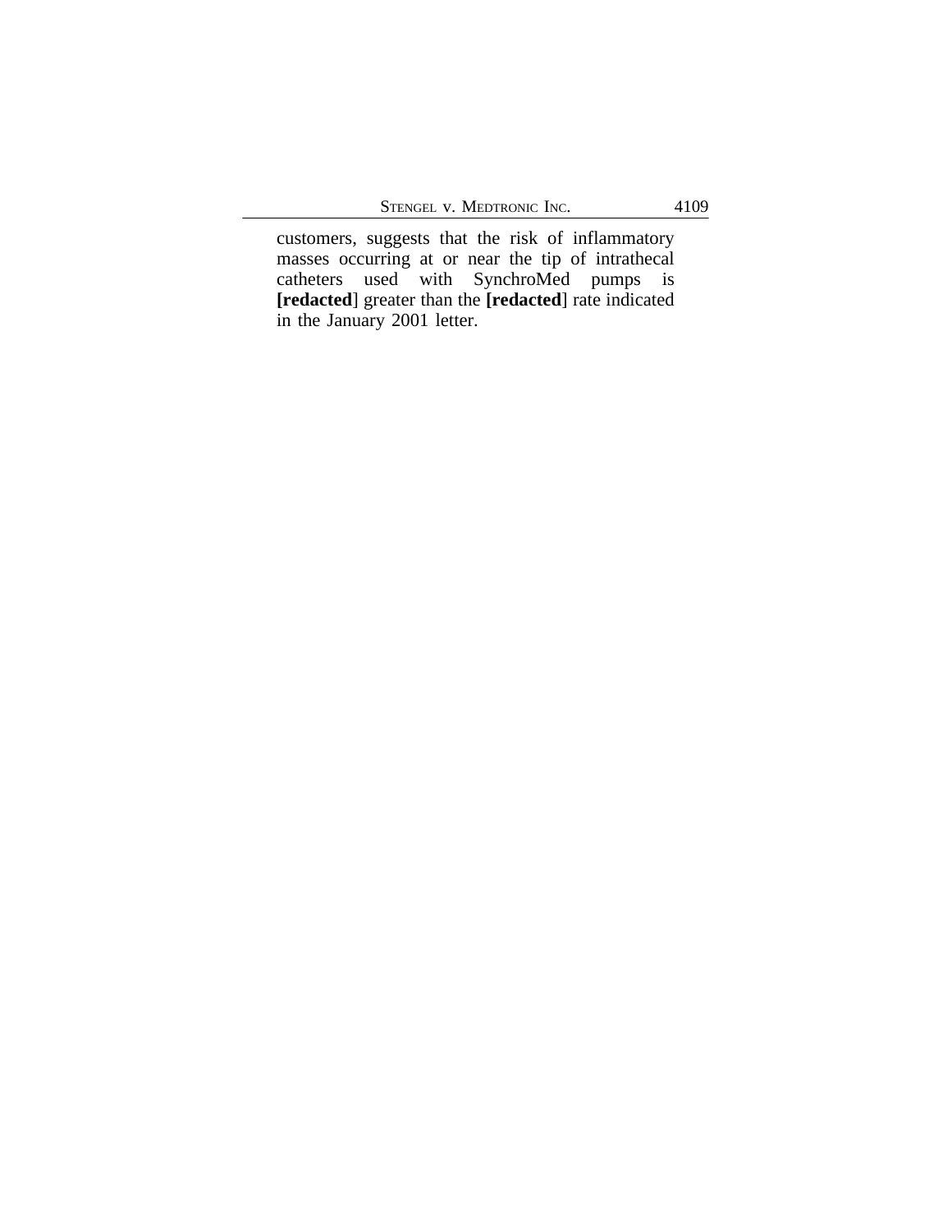customers, suggests that the risk of inflammatory masses occurring at or near the tip of intrathecal catheters used with SynchroMed pumps is **[redacted**] greater than the **[redacted**] rate indicated in the January 2001 letter.